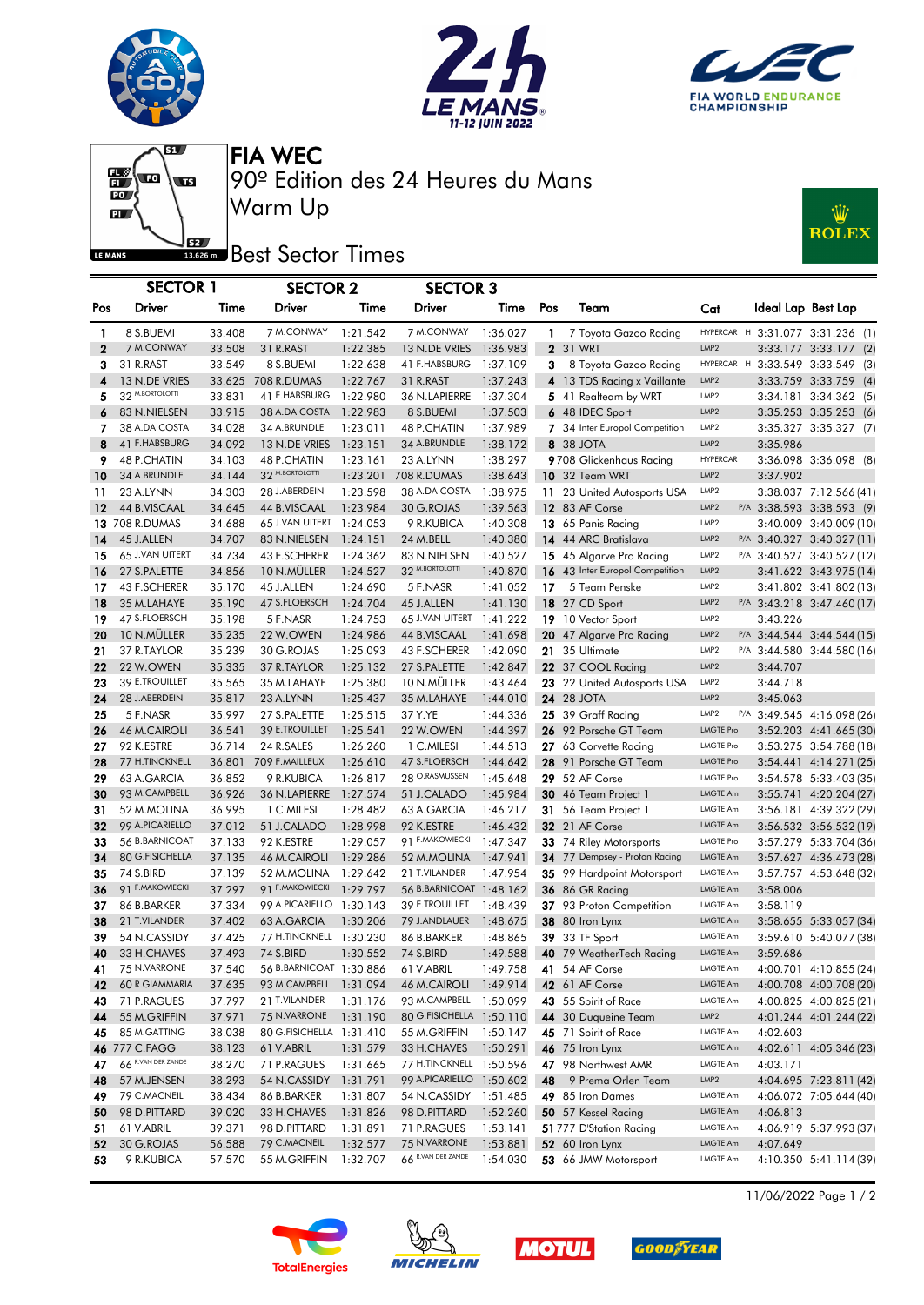# FIA WEC

## 90º Edition des 24 Heures du Mans

## Warm Up

## Best Sector Times

| Pos | SECTOR 1 Driver | Time | SECTOR 2 Driver | Time | SECTOR 3 Driver | Time | Pos | Team | Cat | Ideal Lap | Best Lap |
|---|---|---|---|---|---|---|---|---|---|---|---|
| 1 | 8 S.BUEMI | 33.408 | 7 M.CONWAY | 1:21.542 | 7 M.CONWAY | 1:36.027 | 1 | 7 Toyota Gazoo Racing | HYPERCAR H | 3:31.077 | 3:31.236 (1) |
| 2 | 7 M.CONWAY | 33.508 | 31 R.RAST | 1:22.385 | 13 N.DE VRIES | 1:36.983 | 2 | 31 WRT | LMP2 | 3:33.177 | 3:33.177 (2) |
| 3 | 31 R.RAST | 33.549 | 8 S.BUEMI | 1:22.638 | 41 F.HABSBURG | 1:37.109 | 3 | 8 Toyota Gazoo Racing | HYPERCAR H | 3:33.549 | 3:33.549 (3) |
| 4 | 13 N.DE VRIES | 33.625 | 708 R.DUMAS | 1:22.767 | 31 R.RAST | 1:37.243 | 4 | 13 TDS Racing x Vaillante | LMP2 | 3:33.759 | 3:33.759 (4) |
| 5 | 32 M.BORTOLOTTI | 33.831 | 41 F.HABSBURG | 1:22.980 | 36 N.LAPIERRE | 1:37.304 | 5 | 41 Realteam by WRT | LMP2 | 3:34.181 | 3:34.362 (5) |
| 6 | 83 N.NIELSEN | 33.915 | 38 A.DA COSTA | 1:22.983 | 8 S.BUEMI | 1:37.503 | 6 | 48 IDEC Sport | LMP2 | 3:35.253 | 3:35.253 (6) |
| 7 | 38 A.DA COSTA | 34.028 | 34 A.BRUNDLE | 1:23.011 | 48 P.CHATIN | 1:37.989 | 7 | 34 Inter Europol Competition | LMP2 | 3:35.327 | 3:35.327 (7) |
| 8 | 41 F.HABSBURG | 34.092 | 13 N.DE VRIES | 1:23.151 | 34 A.BRUNDLE | 1:38.172 | 8 | 38 JOTA | LMP2 | 3:35.986 | |
| 9 | 48 P.CHATIN | 34.103 | 48 P.CHATIN | 1:23.161 | 23 A.LYNN | 1:38.297 | 9 | 708 Glickenhaus Racing | HYPERCAR | 3:36.098 | 3:36.098 (8) |
| 10 | 34 A.BRUNDLE | 34.144 | 32 M.BORTOLOTTI | 1:23.201 | 708 R.DUMAS | 1:38.643 | 10 | 32 Team WRT | LMP2 | 3:37.902 | |
| 11 | 23 A.LYNN | 34.303 | 28 J.ABERDEIN | 1:23.598 | 38 A.DA COSTA | 1:38.975 | 11 | 23 United Autosports USA | LMP2 | 3:38.037 | 7:12.566 (41) |
| 12 | 44 B.VISCAAL | 34.645 | 44 B.VISCAAL | 1:23.984 | 30 G.ROJAS | 1:39.563 | 12 | 83 AF Corse | LMP2 P/A | 3:38.593 | 3:38.593 (9) |
| 13 | 708 R.DUMAS | 34.688 | 65 J.VAN UITERT | 1:24.053 | 9 R.KUBICA | 1:40.308 | 13 | 65 Panis Racing | LMP2 | 3:40.009 | 3:40.009 (10) |
| 14 | 45 J.ALLEN | 34.707 | 83 N.NIELSEN | 1:24.151 | 24 M.BELL | 1:40.380 | 14 | 44 ARC Bratislava | LMP2 P/A | 3:40.327 | 3:40.327 (11) |
| 15 | 65 J.VAN UITERT | 34.734 | 43 F.SCHERER | 1:24.362 | 83 N.NIELSEN | 1:40.527 | 15 | 45 Algarve Pro Racing | LMP2 P/A | 3:40.527 | 3:40.527 (12) |
| 16 | 27 S.PALETTE | 34.856 | 10 N.MÜLLER | 1:24.527 | 32 M.BORTOLOTTI | 1:40.870 | 16 | 43 Inter Europol Competition | LMP2 | 3:41.622 | 3:43.975 (14) |
| 17 | 43 F.SCHERER | 35.170 | 45 J.ALLEN | 1:24.690 | 5 F.NASR | 1:41.052 | 17 | 5 Team Penske | LMP2 | 3:41.802 | 3:41.802 (13) |
| 18 | 35 M.LAHAYE | 35.190 | 47 S.FLOERSCH | 1:24.704 | 45 J.ALLEN | 1:41.130 | 18 | 27 CD Sport | LMP2 P/A | 3:43.218 | 3:47.460 (17) |
| 19 | 47 S.FLOERSCH | 35.198 | 5 F.NASR | 1:24.753 | 65 J.VAN UITERT | 1:41.222 | 19 | 10 Vector Sport | LMP2 | 3:43.226 | |
| 20 | 10 N.MÜLLER | 35.235 | 22 W.OWEN | 1:24.986 | 44 B.VISCAAL | 1:41.698 | 20 | 47 Algarve Pro Racing | LMP2 P/A | 3:44.544 | 3:44.544 (15) |
| 21 | 37 R.TAYLOR | 35.239 | 30 G.ROJAS | 1:25.093 | 43 F.SCHERER | 1:42.090 | 21 | 35 Ultimate | LMP2 P/A | 3:44.580 | 3:44.580 (16) |
| 22 | 22 W.OWEN | 35.335 | 37 R.TAYLOR | 1:25.132 | 27 S.PALETTE | 1:42.847 | 22 | 37 COOL Racing | LMP2 | 3:44.707 | |
| 23 | 39 E.TROUILLET | 35.565 | 35 M.LAHAYE | 1:25.380 | 10 N.MÜLLER | 1:43.464 | 23 | 22 United Autosports USA | LMP2 | 3:44.718 | |
| 24 | 28 J.ABERDEIN | 35.817 | 23 A.LYNN | 1:25.437 | 35 M.LAHAYE | 1:44.010 | 24 | 28 JOTA | LMP2 | 3:45.063 | |
| 25 | 5 F.NASR | 35.997 | 27 S.PALETTE | 1:25.515 | 37 Y.YE | 1:44.336 | 25 | 39 Graff Racing | LMP2 P/A | 3:49.545 | 4:16.098 (26) |
| 26 | 46 M.CAIROLI | 36.541 | 39 E.TROUILLET | 1:25.541 | 22 W.OWEN | 1:44.397 | 26 | 92 Porsche GT Team | LMGTE Pro | 3:52.203 | 4:41.665 (30) |
| 27 | 92 K.ESTRE | 36.714 | 24 R.SALES | 1:26.260 | 1 C.MILESI | 1:44.513 | 27 | 63 Corvette Racing | LMGTE Pro | 3:53.275 | 3:54.788 (18) |
| 28 | 77 H.TINCKNELL | 36.801 | 709 F.MAILLEUX | 1:26.610 | 47 S.FLOERSCH | 1:44.642 | 28 | 91 Porsche GT Team | LMGTE Pro | 3:54.441 | 4:14.271 (25) |
| 29 | 63 A.GARCIA | 36.852 | 9 R.KUBICA | 1:26.817 | 28 O.RASMUSSEN | 1:45.648 | 29 | 52 AF Corse | LMGTE Pro | 3:54.578 | 5:33.403 (35) |
| 30 | 93 M.CAMPBELL | 36.926 | 36 N.LAPIERRE | 1:27.574 | 51 J.CALADO | 1:45.984 | 30 | 46 Team Project 1 | LMGTE Am | 3:55.741 | 4:20.204 (27) |
| 31 | 52 M.MOLINA | 36.995 | 1 C.MILESI | 1:28.482 | 63 A.GARCIA | 1:46.217 | 31 | 56 Team Project 1 | LMGTE Am | 3:56.181 | 4:39.322 (29) |
| 32 | 99 A.PICARIELLO | 37.012 | 51 J.CALADO | 1:28.998 | 92 K.ESTRE | 1:46.432 | 32 | 21 AF Corse | LMGTE Am | 3:56.532 | 3:56.532 (19) |
| 33 | 56 B.BARNICOAT | 37.133 | 92 K.ESTRE | 1:29.057 | 91 F.MAKOWIECKI | 1:47.347 | 33 | 74 Riley Motorsports | LMGTE Pro | 3:57.279 | 5:33.704 (36) |
| 34 | 80 G.FISICHELLA | 37.135 | 46 M.CAIROLI | 1:29.286 | 52 M.MOLINA | 1:47.941 | 34 | 77 Dempsey - Proton Racing | LMGTE Am | 3:57.627 | 4:36.473 (28) |
| 35 | 74 S.BIRD | 37.139 | 52 M.MOLINA | 1:29.642 | 21 T.VILANDER | 1:47.954 | 35 | 99 Hardpoint Motorsport | LMGTE Am | 3:57.757 | 4:53.648 (32) |
| 36 | 91 F.MAKOWIECKI | 37.297 | 91 F.MAKOWIECKI | 1:29.797 | 56 B.BARNICOAT | 1:48.162 | 36 | 86 GR Racing | LMGTE Am | 3:58.006 | |
| 37 | 86 B.BARKER | 37.334 | 99 A.PICARIELLO | 1:30.143 | 39 E.TROUILLET | 1:48.439 | 37 | 93 Proton Competition | LMGTE Am | 3:58.119 | |
| 38 | 21 T.VILANDER | 37.402 | 63 A.GARCIA | 1:30.206 | 79 J.ANDLAUER | 1:48.675 | 38 | 80 Iron Lynx | LMGTE Am | 3:58.655 | 5:33.057 (34) |
| 39 | 54 N.CASSIDY | 37.425 | 77 H.TINCKNELL | 1:30.230 | 86 B.BARKER | 1:48.865 | 39 | 33 TF Sport | LMGTE Am | 3:59.610 | 5:40.077 (38) |
| 40 | 33 H.CHAVES | 37.493 | 74 S.BIRD | 1:30.552 | 74 S.BIRD | 1:49.588 | 40 | 79 WeatherTech Racing | LMGTE Am | 3:59.686 | |
| 41 | 75 N.VARRONE | 37.540 | 56 B.BARNICOAT | 1:30.886 | 61 V.ABRIL | 1:49.758 | 41 | 54 AF Corse | LMGTE Am | 4:00.701 | 4:10.855 (24) |
| 42 | 60 R.GIAMMARIA | 37.635 | 93 M.CAMPBELL | 1:31.094 | 46 M.CAIROLI | 1:49.914 | 42 | 61 AF Corse | LMGTE Am | 4:00.708 | 4:00.708 (20) |
| 43 | 71 P.RAGUES | 37.797 | 21 T.VILANDER | 1:31.176 | 93 M.CAMPBELL | 1:50.099 | 43 | 55 Spirit of Race | LMGTE Am | 4:00.825 | 4:00.825 (21) |
| 44 | 55 M.GRIFFIN | 37.971 | 75 N.VARRONE | 1:31.190 | 80 G.FISICHELLA | 1:50.110 | 44 | 30 Duqueine Team | LMP2 | 4:01.244 | 4:01.244 (22) |
| 45 | 85 M.GATTING | 38.038 | 80 G.FISICHELLA | 1:31.410 | 55 M.GRIFFIN | 1:50.147 | 45 | 71 Spirit of Race | LMGTE Am | 4:02.603 | |
| 46 | 777 C.FAGG | 38.123 | 61 V.ABRIL | 1:31.579 | 33 H.CHAVES | 1:50.291 | 46 | 75 Iron Lynx | LMGTE Am | 4:02.611 | 4:05.346 (23) |
| 47 | 66 R.VAN DER ZANDE | 38.270 | 71 P.RAGUES | 1:31.665 | 77 H.TINCKNELL | 1:50.596 | 47 | 98 Northwest AMR | LMGTE Am | 4:03.171 | |
| 48 | 57 M.JENSEN | 38.293 | 54 N.CASSIDY | 1:31.791 | 99 A.PICARIELLO | 1:50.602 | 48 | 9 Prema Orlen Team | LMP2 | 4:04.695 | 7:23.811 (42) |
| 49 | 79 C.MACNEIL | 38.434 | 86 B.BARKER | 1:31.807 | 54 N.CASSIDY | 1:51.485 | 49 | 85 Iron Dames | LMGTE Am | 4:06.072 | 7:05.644 (40) |
| 50 | 98 D.PITTARD | 39.020 | 33 H.CHAVES | 1:31.826 | 98 D.PITTARD | 1:52.260 | 50 | 57 Kessel Racing | LMGTE Am | 4:06.813 | |
| 51 | 61 V.ABRIL | 39.371 | 98 D.PITTARD | 1:31.891 | 71 P.RAGUES | 1:53.141 | 51 | 777 D'Station Racing | LMGTE Am | 4:06.919 | 5:37.993 (37) |
| 52 | 30 G.ROJAS | 56.588 | 79 C.MACNEIL | 1:32.577 | 75 N.VARRONE | 1:53.881 | 52 | 60 Iron Lynx | LMGTE Am | 4:07.649 | |
| 53 | 9 R.KUBICA | 57.570 | 55 M.GRIFFIN | 1:32.707 | 66 R.VAN DER ZANDE | 1:54.030 | 53 | 66 JMW Motorsport | LMGTE Am | 4:10.350 | 5:41.114 (39) |

11/06/2022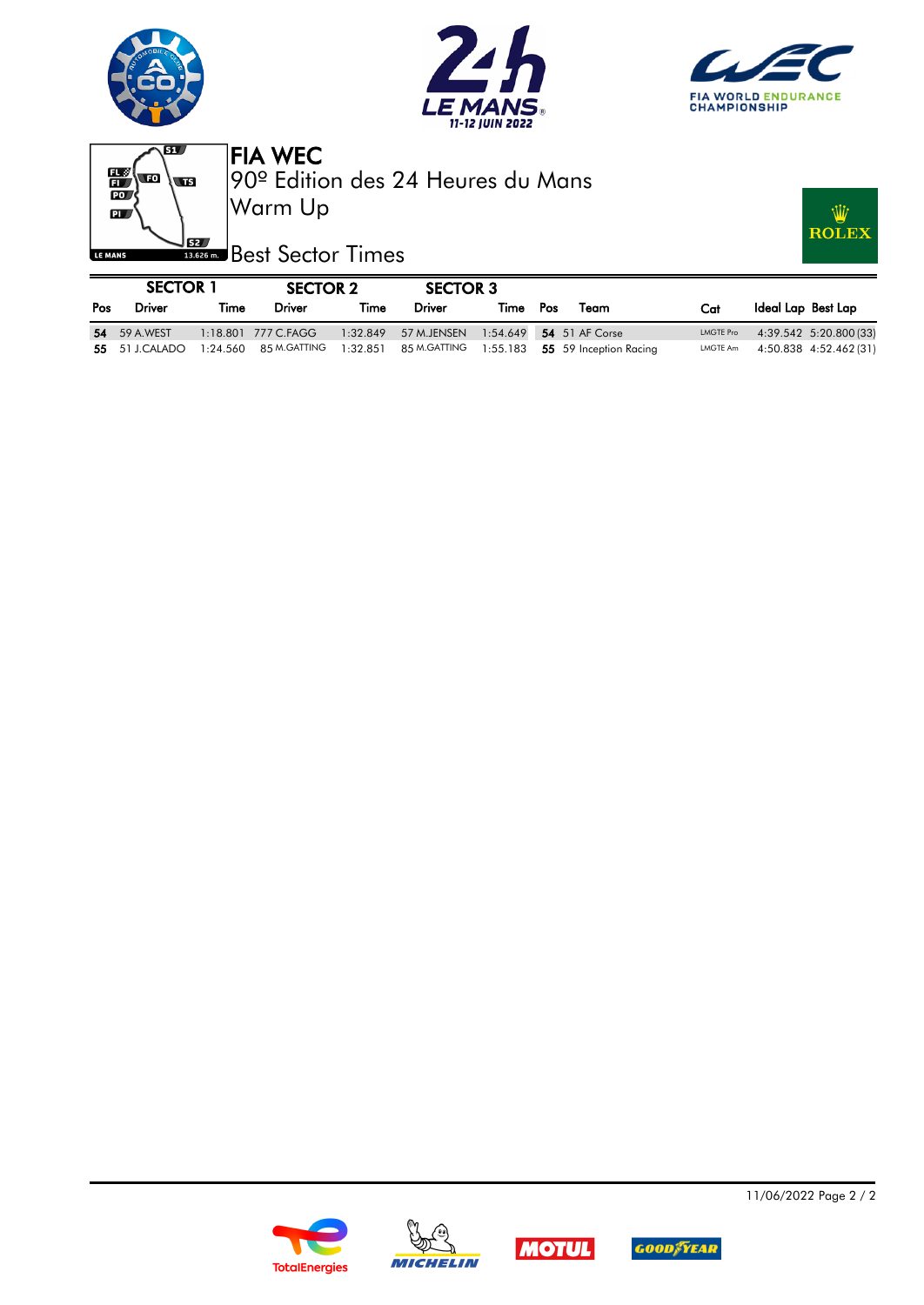# FIA WEC

90º Edition des 24 Heures du Mans

Warm Up

## Best Sector Times

| SECTOR 1 | | | SECTOR 2 | | SECTOR 3 | | | | | | |
|---|---|---|---|---|---|---|---|---|---|---|---|
| Pos | Driver | Time | Driver | Time | Driver | Time | Pos | Team | Cat | Ideal Lap | Best Lap |
| **54** | 59 A.WEST | 1:18.801 | 777 C.FAGG | 1:32.849 | 57 M.JENSEN | 1:54.649 | **54** | 51 AF Corse | LMGTE Pro | 4:39.542 | 5:20.800 (33) |
| **55** | 51 J.CALADO | 1:24.560 | 85 M.GATTING | 1:32.851 | 85 M.GATTING | 1:55.183 | **55** | 59 Inception Racing | LMGTE Am | 4:50.838 | 4:52.462 (31) |

11/06/2022